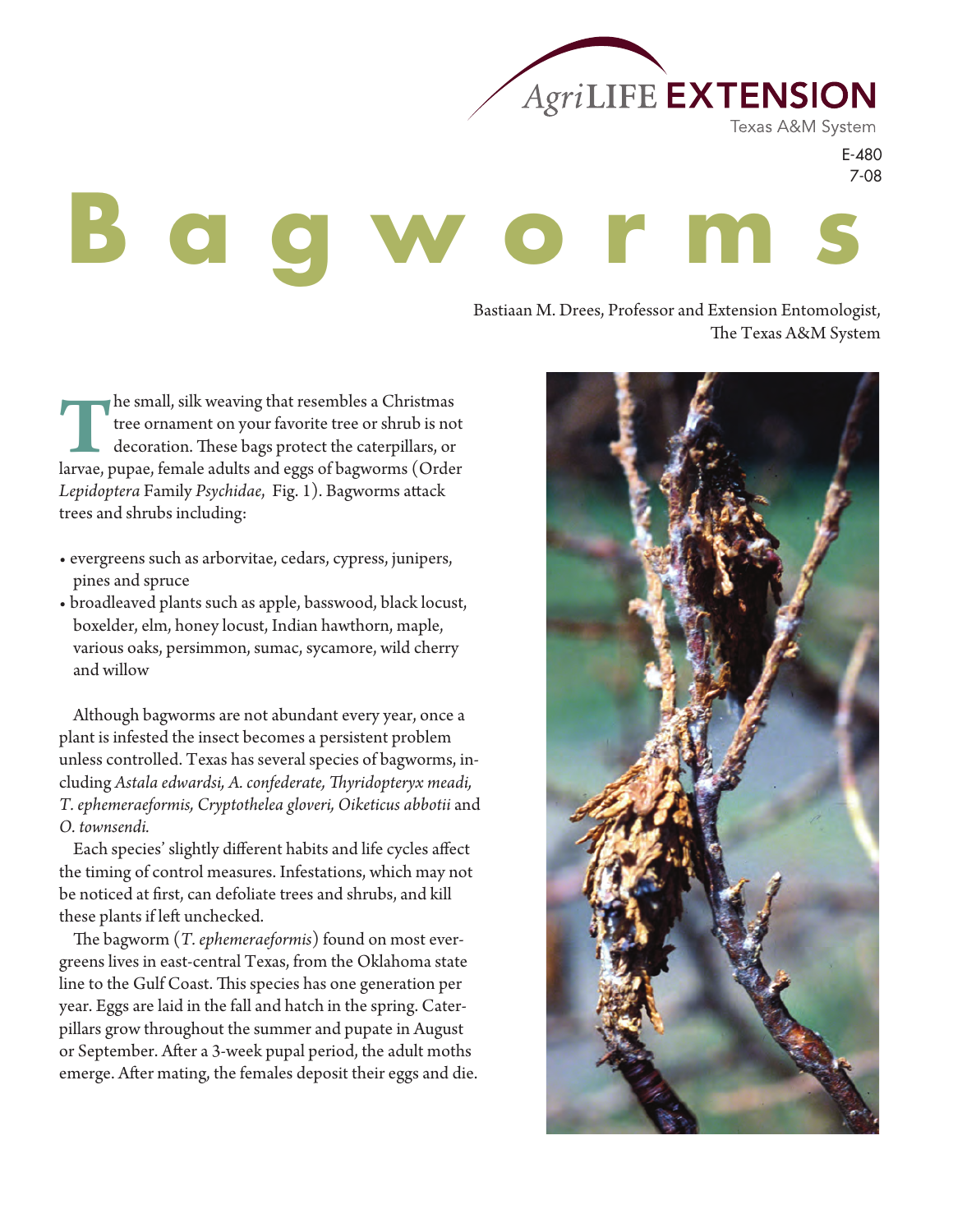AgriLIFE EXTENSION
Texas A&M System

E-480
7-08

# Bagworms

Bastiaan M. Drees, Professor and Extension Entomologist, The Texas A&M System

The small, silk weaving that resembles a Christmas tree ornament on your favorite tree or shrub is not decoration. These bags protect the caterpillars, or larvae, pupae, female adults and eggs of bagworms (Order *Lepidoptera* Family *Psychidae*, Fig. 1). Bagworms attack trees and shrubs including:

- evergreens such as arborvitae, cedars, cypress, junipers, pines and spruce
- broadleaved plants such as apple, basswood, black locust, boxelder, elm, honey locust, Indian hawthorn, maple, various oaks, persimmon, sumac, sycamore, wild cherry and willow

Although bagworms are not abundant every year, once a plant is infested the insect becomes a persistent problem unless controlled. Texas has several species of bagworms, including *Astala edwardsi, A. confederate, Thyridopteryx meadi, T. ephemeraeformis, Cryptothelea gloveri, Oiketicus abbotii* and *O. townsendi.*

Each species' slightly different habits and life cycles affect the timing of control measures. Infestations, which may not be noticed at first, can defoliate trees and shrubs, and kill these plants if left unchecked.

The bagworm (*T. ephemeraeformis*) found on most evergreens lives in east-central Texas, from the Oklahoma state line to the Gulf Coast. This species has one generation per year. Eggs are laid in the fall and hatch in the spring. Caterpillars grow throughout the summer and pupate in August or September. After a 3-week pupal period, the adult moths emerge. After mating, the females deposit their eggs and die.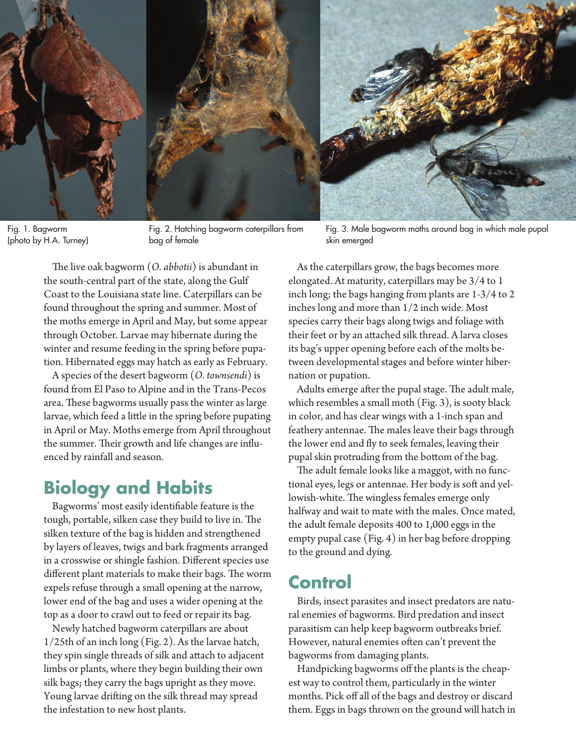Fig. 1. Bagworm (photo by H.A. Turney)

Fig. 2. Hatching bagworm caterpillars from bag of female

Fig. 3. Male bagworm moths around bag in which male pupal skin emerged

The live oak bagworm (*O. abbotii*) is abundant in the south-central part of the state, along the Gulf Coast to the Louisiana state line. Caterpillars can be found throughout the spring and summer. Most of the moths emerge in April and May, but some appear through October. Larvae may hibernate during the winter and resume feeding in the spring before pupation. Hibernated eggs may hatch as early as February.

A species of the desert bagworm (*O. townsendi*) is found from El Paso to Alpine and in the Trans-Pecos area. These bagworms usually pass the winter as large larvae, which feed a little in the spring before pupating in April or May. Moths emerge from April throughout the summer. Their growth and life changes are influenced by rainfall and season.

## Biology and Habits

Bagworms' most easily identifiable feature is the tough, portable, silken case they build to live in. The silken texture of the bag is hidden and strengthened by layers of leaves, twigs and bark fragments arranged in a crosswise or shingle fashion. Different species use different plant materials to make their bags. The worm expels refuse through a small opening at the narrow, lower end of the bag and uses a wider opening at the top as a door to crawl out to feed or repair its bag.

Newly hatched bagworm caterpillars are about 1/25th of an inch long (Fig. 2). As the larvae hatch, they spin single threads of silk and attach to adjacent limbs or plants, where they begin building their own silk bags; they carry the bags upright as they move. Young larvae drifting on the silk thread may spread the infestation to new host plants.

As the caterpillars grow, the bags becomes more elongated. At maturity, caterpillars may be 3/4 to 1 inch long; the bags hanging from plants are 1-3/4 to 2 inches long and more than 1/2 inch wide. Most species carry their bags along twigs and foliage with their feet or by an attached silk thread. A larva closes its bag's upper opening before each of the molts between developmental stages and before winter hibernation or pupation.

Adults emerge after the pupal stage. The adult male, which resembles a small moth (Fig. 3), is sooty black in color, and has clear wings with a 1-inch span and feathery antennae. The males leave their bags through the lower end and fly to seek females, leaving their pupal skin protruding from the bottom of the bag.

The adult female looks like a maggot, with no functional eyes, legs or antennae. Her body is soft and yellowish-white. The wingless females emerge only halfway and wait to mate with the males. Once mated, the adult female deposits 400 to 1,000 eggs in the empty pupal case (Fig. 4) in her bag before dropping to the ground and dying.

## Control

Birds, insect parasites and insect predators are natural enemies of bagworms. Bird predation and insect parasitism can help keep bagworm outbreaks brief. However, natural enemies often can't prevent the bagworms from damaging plants.

Handpicking bagworms off the plants is the cheapest way to control them, particularly in the winter months. Pick off all of the bags and destroy or discard them. Eggs in bags thrown on the ground will hatch in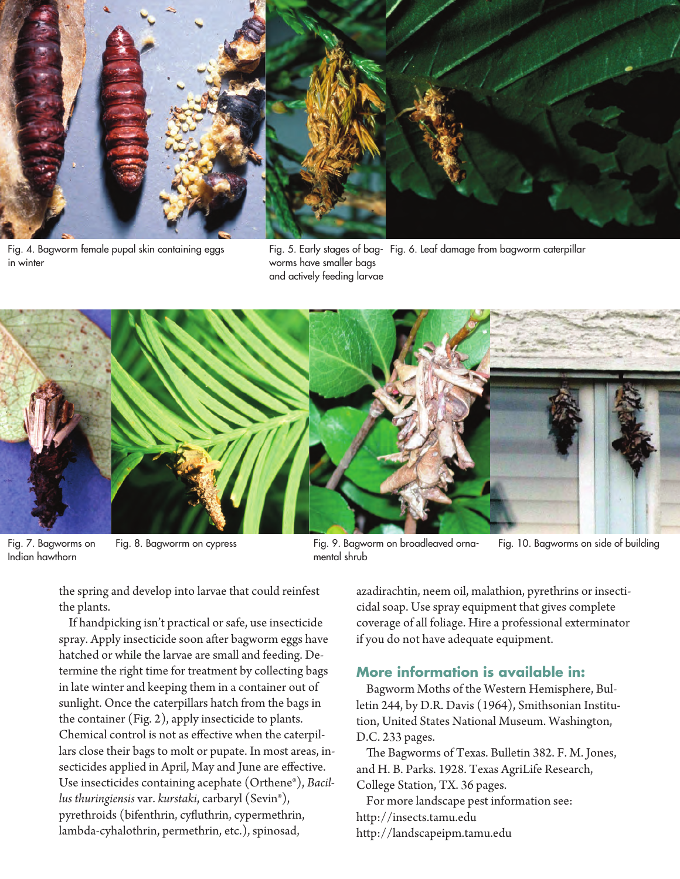Fig. 4. Bagworm female pupal skin containing eggs in winter

Fig. 5. Early stages of bagworms have smaller bags and actively feeding larvae

Fig. 6. Leaf damage from bagworm caterpillar

Fig. 7. Bagworms on Indian hawthorn

Fig. 8. Bagworrm on cypress

Fig. 9. Bagworm on broadleaved ornamental shrub

Fig. 10. Bagworms on side of building

the spring and develop into larvae that could reinfest the plants.

If handpicking isn't practical or safe, use insecticide spray. Apply insecticide soon after bagworm eggs have hatched or while the larvae are small and feeding. Determine the right time for treatment by collecting bags in late winter and keeping them in a container out of sunlight. Once the caterpillars hatch from the bags in the container (Fig. 2), apply insecticide to plants. Chemical control is not as effective when the caterpillars close their bags to molt or pupate. In most areas, insecticides applied in April, May and June are effective. Use insecticides containing acephate (Orthene®), *Bacillus thuringiensis* var. *kurstaki*, carbaryl (Sevin®), pyrethroids (bifenthrin, cyfluthrin, cypermethrin, lambda-cyhalothrin, permethrin, etc.), spinosad, azadirachtin, neem oil, malathion, pyrethrins or insecticidal soap. Use spray equipment that gives complete coverage of all foliage. Hire a professional exterminator if you do not have adequate equipment.

## More information is available in:

Bagworm Moths of the Western Hemisphere, Bulletin 244, by D.R. Davis (1964), Smithsonian Institution, United States National Museum. Washington, D.C. 233 pages.

The Bagworms of Texas. Bulletin 382. F. M. Jones, and H. B. Parks. 1928. Texas AgriLife Research, College Station, TX. 36 pages.

For more landscape pest information see:
http://insects.tamu.edu
http://landscapeipm.tamu.edu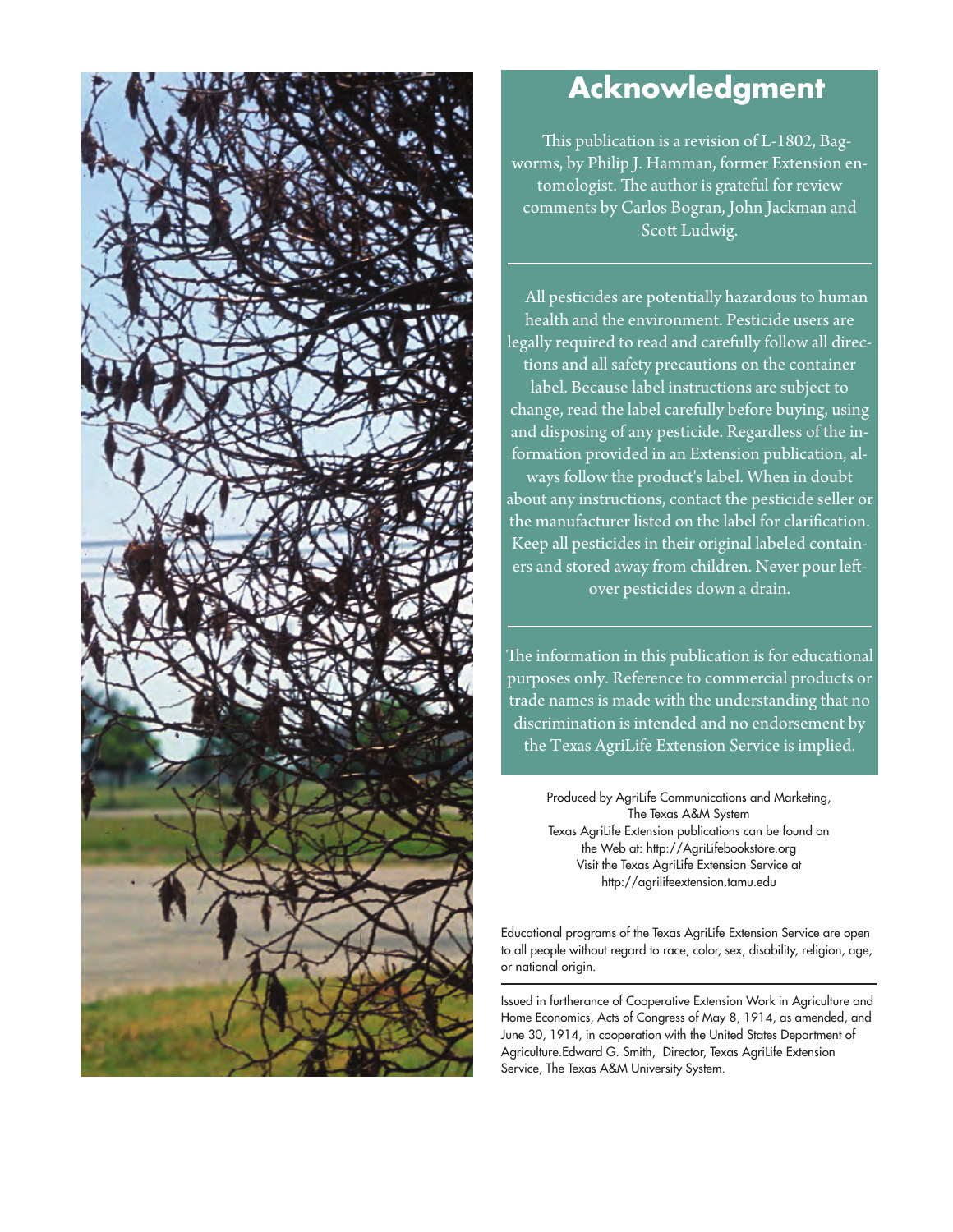# Acknowledgment

This publication is a revision of L-1802, Bagworms, by Philip J. Hamman, former Extension entomologist. The author is grateful for review comments by Carlos Bogran, John Jackman and Scott Ludwig.

---

All pesticides are potentially hazardous to human health and the environment. Pesticide users are legally required to read and carefully follow all directions and all safety precautions on the container label. Because label instructions are subject to change, read the label carefully before buying, using and disposing of any pesticide. Regardless of the information provided in an Extension publication, always follow the product's label. When in doubt about any instructions, contact the pesticide seller or the manufacturer listed on the label for clarification. Keep all pesticides in their original labeled containers and stored away from children. Never pour leftover pesticides down a drain.

---

The information in this publication is for educational purposes only. Reference to commercial products or trade names is made with the understanding that no discrimination is intended and no endorsement by the Texas AgriLife Extension Service is implied.

Produced by AgriLife Communications and Marketing, The Texas A&M System
Texas AgriLife Extension publications can be found on the Web at: http://AgriLifebookstore.org
Visit the Texas AgriLife Extension Service at http://agrilifeextension.tamu.edu

Educational programs of the Texas AgriLife Extension Service are open to all people without regard to race, color, sex, disability, religion, age, or national origin.

---

Issued in furtherance of Cooperative Extension Work in Agriculture and Home Economics, Acts of Congress of May 8, 1914, as amended, and June 30, 1914, in cooperation with the United States Department of Agriculture.Edward G. Smith, Director, Texas AgriLife Extension Service, The Texas A&M University System.